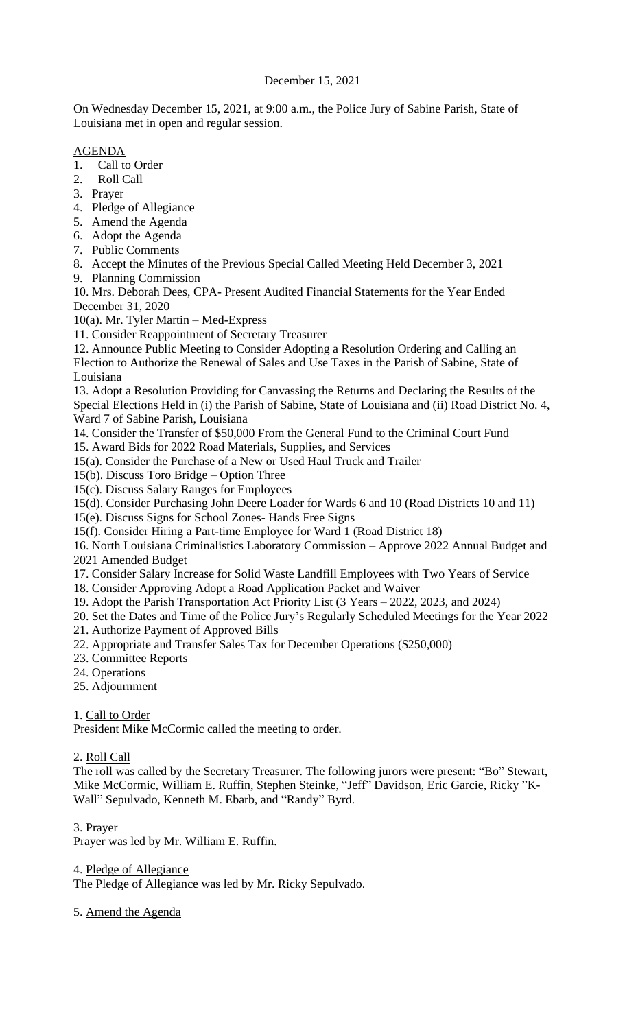December 15, 2021

On Wednesday December 15, 2021, at 9:00 a.m., the Police Jury of Sabine Parish, State of Louisiana met in open and regular session.

AGENDA

1. Call to Order
2. Roll Call
3. Prayer
4. Pledge of Allegiance
5. Amend the Agenda
6. Adopt the Agenda
7. Public Comments
8. Accept the Minutes of the Previous Special Called Meeting Held December 3, 2021
9. Planning Commission

10. Mrs. Deborah Dees, CPA- Present Audited Financial Statements for the Year Ended December 31, 2020

10(a). Mr. Tyler Martin – Med-Express

11. Consider Reappointment of Secretary Treasurer

12. Announce Public Meeting to Consider Adopting a Resolution Ordering and Calling an Election to Authorize the Renewal of Sales and Use Taxes in the Parish of Sabine, State of Louisiana

13. Adopt a Resolution Providing for Canvassing the Returns and Declaring the Results of the Special Elections Held in (i) the Parish of Sabine, State of Louisiana and (ii) Road District No. 4, Ward 7 of Sabine Parish, Louisiana

14. Consider the Transfer of $50,000 From the General Fund to the Criminal Court Fund

15. Award Bids for 2022 Road Materials, Supplies, and Services

15(a). Consider the Purchase of a New or Used Haul Truck and Trailer

15(b). Discuss Toro Bridge – Option Three

15(c). Discuss Salary Ranges for Employees

15(d). Consider Purchasing John Deere Loader for Wards 6 and 10 (Road Districts 10 and 11)

15(e). Discuss Signs for School Zones- Hands Free Signs

15(f). Consider Hiring a Part-time Employee for Ward 1 (Road District 18)

16. North Louisiana Criminalistics Laboratory Commission – Approve 2022 Annual Budget and 2021 Amended Budget

17. Consider Salary Increase for Solid Waste Landfill Employees with Two Years of Service

18. Consider Approving Adopt a Road Application Packet and Waiver

19. Adopt the Parish Transportation Act Priority List (3 Years – 2022, 2023, and 2024)

20. Set the Dates and Time of the Police Jury's Regularly Scheduled Meetings for the Year 2022

21. Authorize Payment of Approved Bills

22. Appropriate and Transfer Sales Tax for December Operations ($250,000)

23. Committee Reports

24. Operations

25. Adjournment

1. Call to Order

President Mike McCormic called the meeting to order.

2. Roll Call

The roll was called by the Secretary Treasurer. The following jurors were present: "Bo" Stewart, Mike McCormic, William E. Ruffin, Stephen Steinke, "Jeff" Davidson, Eric Garcie, Ricky "K-Wall" Sepulvado, Kenneth M. Ebarb, and "Randy" Byrd.

3. Prayer

Prayer was led by Mr. William E. Ruffin.

4. Pledge of Allegiance

The Pledge of Allegiance was led by Mr. Ricky Sepulvado.

5. Amend the Agenda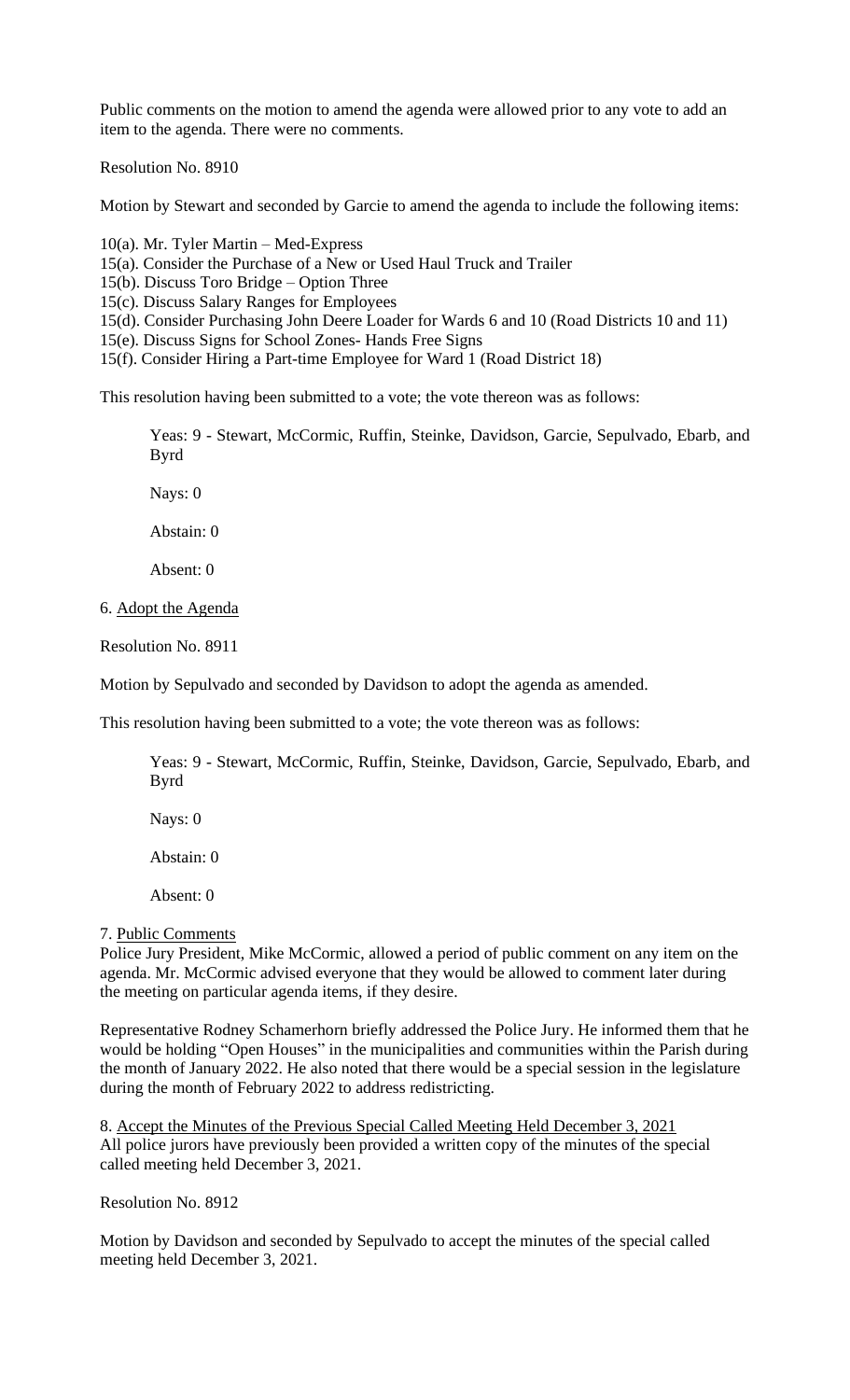Public comments on the motion to amend the agenda were allowed prior to any vote to add an item to the agenda. There were no comments.

Resolution No. 8910

Motion by Stewart and seconded by Garcie to amend the agenda to include the following items:

10(a). Mr. Tyler Martin – Med-Express
15(a). Consider the Purchase of a New or Used Haul Truck and Trailer
15(b). Discuss Toro Bridge – Option Three
15(c). Discuss Salary Ranges for Employees
15(d). Consider Purchasing John Deere Loader for Wards 6 and 10 (Road Districts 10 and 11)
15(e). Discuss Signs for School Zones- Hands Free Signs
15(f). Consider Hiring a Part-time Employee for Ward 1 (Road District 18)

This resolution having been submitted to a vote; the vote thereon was as follows:

Yeas: 9 - Stewart, McCormic, Ruffin, Steinke, Davidson, Garcie, Sepulvado, Ebarb, and Byrd

Nays: 0

Abstain: 0

Absent: 0

6. Adopt the Agenda

Resolution No. 8911

Motion by Sepulvado and seconded by Davidson to adopt the agenda as amended.

This resolution having been submitted to a vote; the vote thereon was as follows:

Yeas: 9 - Stewart, McCormic, Ruffin, Steinke, Davidson, Garcie, Sepulvado, Ebarb, and Byrd

Nays: 0

Abstain: 0

Absent: 0

7. Public Comments

Police Jury President, Mike McCormic, allowed a period of public comment on any item on the agenda. Mr. McCormic advised everyone that they would be allowed to comment later during the meeting on particular agenda items, if they desire.

Representative Rodney Schamerhorn briefly addressed the Police Jury. He informed them that he would be holding "Open Houses" in the municipalities and communities within the Parish during the month of January 2022. He also noted that there would be a special session in the legislature during the month of February 2022 to address redistricting.

8. Accept the Minutes of the Previous Special Called Meeting Held December 3, 2021

All police jurors have previously been provided a written copy of the minutes of the special called meeting held December 3, 2021.

Resolution No. 8912

Motion by Davidson and seconded by Sepulvado to accept the minutes of the special called meeting held December 3, 2021.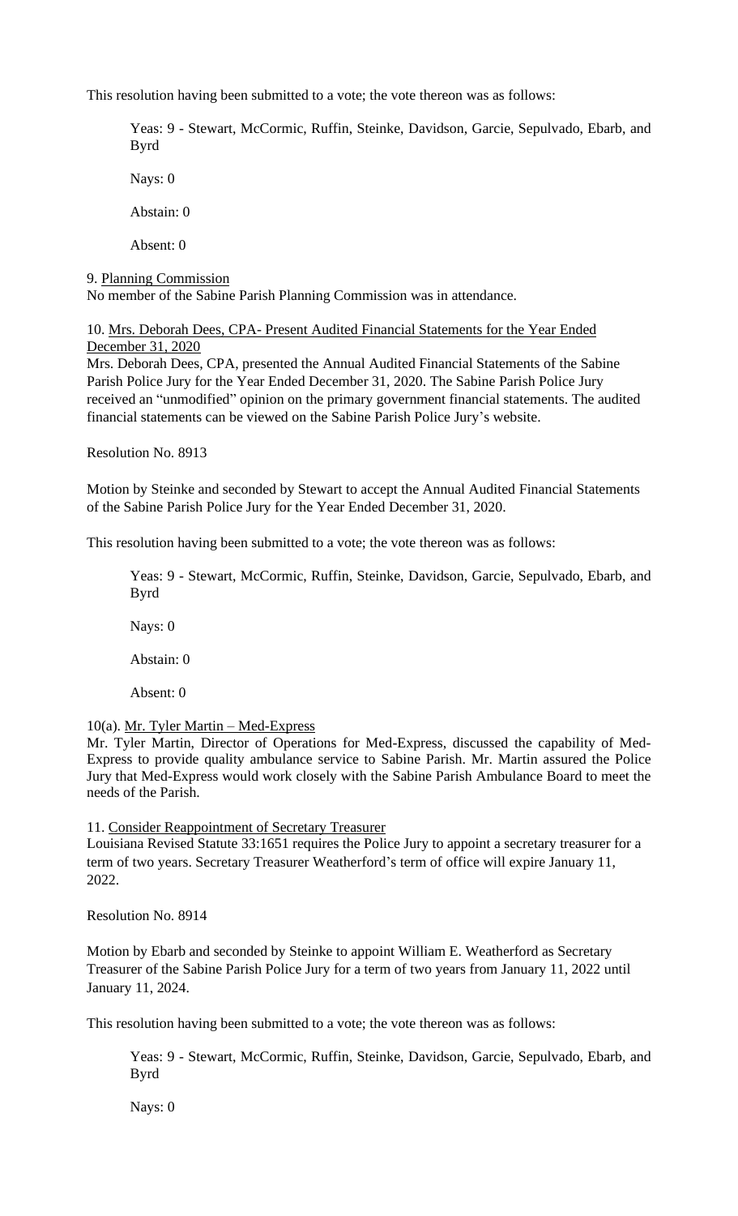This resolution having been submitted to a vote; the vote thereon was as follows:

> Yeas: 9 - Stewart, McCormic, Ruffin, Steinke, Davidson, Garcie, Sepulvado, Ebarb, and Byrd
>
> Nays: 0
>
> Abstain: 0
>
> Absent: 0

9. <u>Planning Commission</u>
No member of the Sabine Parish Planning Commission was in attendance.

10. <u>Mrs. Deborah Dees, CPA- Present Audited Financial Statements for the Year Ended December 31, 2020</u>
Mrs. Deborah Dees, CPA, presented the Annual Audited Financial Statements of the Sabine Parish Police Jury for the Year Ended December 31, 2020. The Sabine Parish Police Jury received an "unmodified" opinion on the primary government financial statements. The audited financial statements can be viewed on the Sabine Parish Police Jury's website.

Resolution No. 8913

Motion by Steinke and seconded by Stewart to accept the Annual Audited Financial Statements of the Sabine Parish Police Jury for the Year Ended December 31, 2020.

This resolution having been submitted to a vote; the vote thereon was as follows:

> Yeas: 9 - Stewart, McCormic, Ruffin, Steinke, Davidson, Garcie, Sepulvado, Ebarb, and Byrd
>
> Nays: 0
>
> Abstain: 0
>
> Absent: 0

10(a). <u>Mr. Tyler Martin – Med-Express</u>
Mr. Tyler Martin, Director of Operations for Med-Express, discussed the capability of Med-Express to provide quality ambulance service to Sabine Parish. Mr. Martin assured the Police Jury that Med-Express would work closely with the Sabine Parish Ambulance Board to meet the needs of the Parish.

11. <u>Consider Reappointment of Secretary Treasurer</u>
Louisiana Revised Statute 33:1651 requires the Police Jury to appoint a secretary treasurer for a term of two years. Secretary Treasurer Weatherford's term of office will expire January 11, 2022.

Resolution No. 8914

Motion by Ebarb and seconded by Steinke to appoint William E. Weatherford as Secretary Treasurer of the Sabine Parish Police Jury for a term of two years from January 11, 2022 until January 11, 2024.

This resolution having been submitted to a vote; the vote thereon was as follows:

> Yeas: 9 - Stewart, McCormic, Ruffin, Steinke, Davidson, Garcie, Sepulvado, Ebarb, and Byrd
>
> Nays: 0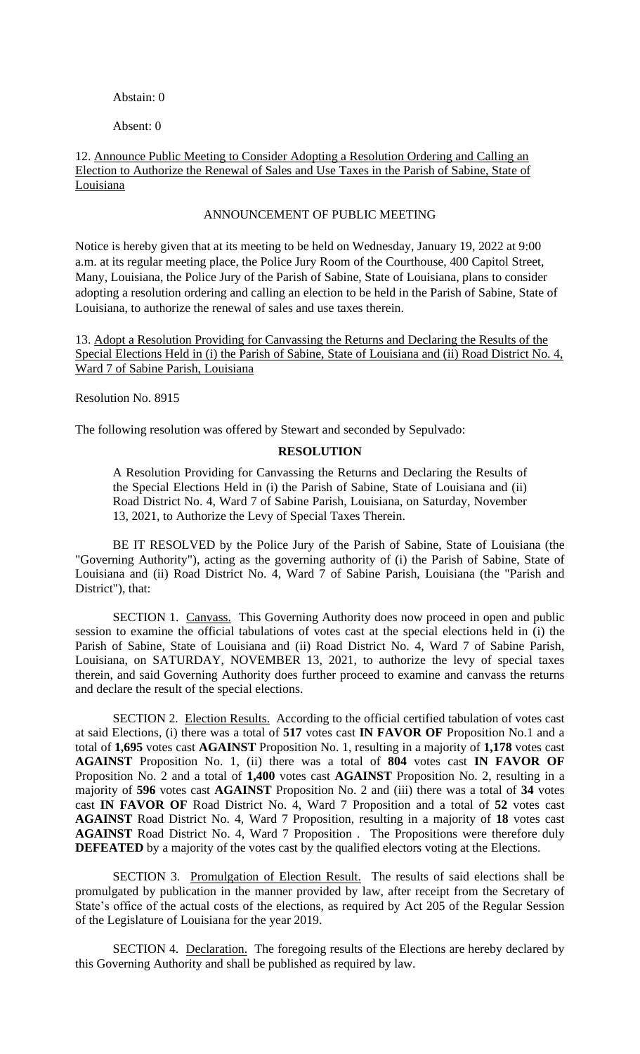Abstain: 0

Absent: 0

12. Announce Public Meeting to Consider Adopting a Resolution Ordering and Calling an Election to Authorize the Renewal of Sales and Use Taxes in the Parish of Sabine, State of Louisiana

ANNOUNCEMENT OF PUBLIC MEETING

Notice is hereby given that at its meeting to be held on Wednesday, January 19, 2022 at 9:00 a.m. at its regular meeting place, the Police Jury Room of the Courthouse, 400 Capitol Street, Many, Louisiana, the Police Jury of the Parish of Sabine, State of Louisiana, plans to consider adopting a resolution ordering and calling an election to be held in the Parish of Sabine, State of Louisiana, to authorize the renewal of sales and use taxes therein.

13. Adopt a Resolution Providing for Canvassing the Returns and Declaring the Results of the Special Elections Held in (i) the Parish of Sabine, State of Louisiana and (ii) Road District No. 4, Ward 7 of Sabine Parish, Louisiana

Resolution No. 8915

The following resolution was offered by Stewart and seconded by Sepulvado:

**RESOLUTION**

A Resolution Providing for Canvassing the Returns and Declaring the Results of the Special Elections Held in (i) the Parish of Sabine, State of Louisiana and (ii) Road District No. 4, Ward 7 of Sabine Parish, Louisiana, on Saturday, November 13, 2021, to Authorize the Levy of Special Taxes Therein.

BE IT RESOLVED by the Police Jury of the Parish of Sabine, State of Louisiana (the "Governing Authority"), acting as the governing authority of (i) the Parish of Sabine, State of Louisiana and (ii) Road District No. 4, Ward 7 of Sabine Parish, Louisiana (the "Parish and District"), that:

SECTION 1. Canvass. This Governing Authority does now proceed in open and public session to examine the official tabulations of votes cast at the special elections held in (i) the Parish of Sabine, State of Louisiana and (ii) Road District No. 4, Ward 7 of Sabine Parish, Louisiana, on SATURDAY, NOVEMBER 13, 2021, to authorize the levy of special taxes therein, and said Governing Authority does further proceed to examine and canvass the returns and declare the result of the special elections.

SECTION 2. Election Results. According to the official certified tabulation of votes cast at said Elections, (i) there was a total of **517** votes cast **IN FAVOR OF** Proposition No.1 and a total of **1,695** votes cast **AGAINST** Proposition No. 1, resulting in a majority of **1,178** votes cast **AGAINST** Proposition No. 1, (ii) there was a total of **804** votes cast **IN FAVOR OF** Proposition No. 2 and a total of **1,400** votes cast **AGAINST** Proposition No. 2, resulting in a majority of **596** votes cast **AGAINST** Proposition No. 2 and (iii) there was a total of **34** votes cast **IN FAVOR OF** Road District No. 4, Ward 7 Proposition and a total of **52** votes cast **AGAINST** Road District No. 4, Ward 7 Proposition, resulting in a majority of **18** votes cast **AGAINST** Road District No. 4, Ward 7 Proposition . The Propositions were therefore duly **DEFEATED** by a majority of the votes cast by the qualified electors voting at the Elections.

SECTION 3. Promulgation of Election Result. The results of said elections shall be promulgated by publication in the manner provided by law, after receipt from the Secretary of State's office of the actual costs of the elections, as required by Act 205 of the Regular Session of the Legislature of Louisiana for the year 2019.

SECTION 4. Declaration. The foregoing results of the Elections are hereby declared by this Governing Authority and shall be published as required by law.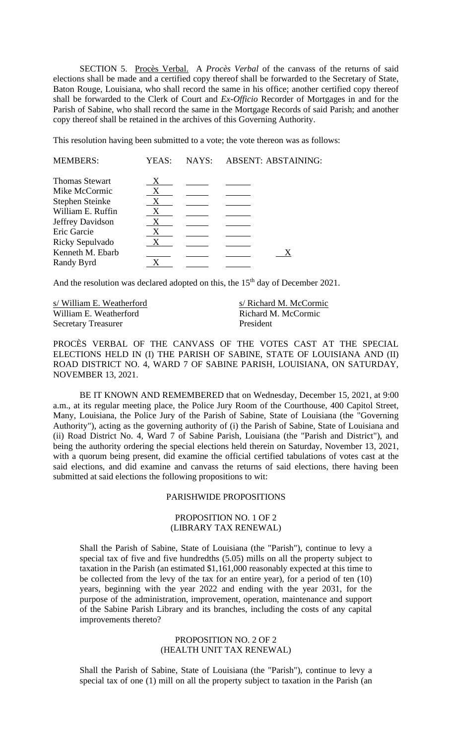SECTION 5. Procès Verbal. A *Procès Verbal* of the canvass of the returns of said elections shall be made and a certified copy thereof shall be forwarded to the Secretary of State, Baton Rouge, Louisiana, who shall record the same in his office; another certified copy thereof shall be forwarded to the Clerk of Court and *Ex-Officio* Recorder of Mortgages in and for the Parish of Sabine, who shall record the same in the Mortgage Records of said Parish; and another copy thereof shall be retained in the archives of this Governing Authority.

This resolution having been submitted to a vote; the vote thereon was as follows:

| MEMBERS: | YEAS: | NAYS: | ABSENT: | ABSTAINING: |
|---|---|---|---|---|
| Thomas Stewart | X | | | |
| Mike McCormic | X | | | |
| Stephen Steinke | X | | | |
| William E. Ruffin | X | | | |
| Jeffrey Davidson | X | | | |
| Eric Garcie | X | | | |
| Ricky Sepulvado | X | | | |
| Kenneth M. Ebarb | | | | X |
| Randy Byrd | X | | | |

And the resolution was declared adopted on this, the 15th day of December 2021.

| | |
|---|---|
| s/ William E. Weatherford | s/ Richard M. McCormic |
| William E. Weatherford | Richard M. McCormic |
| Secretary Treasurer | President |

PROCÈS VERBAL OF THE CANVASS OF THE VOTES CAST AT THE SPECIAL ELECTIONS HELD IN (I) THE PARISH OF SABINE, STATE OF LOUISIANA AND (II) ROAD DISTRICT NO. 4, WARD 7 OF SABINE PARISH, LOUISIANA, ON SATURDAY, NOVEMBER 13, 2021.

BE IT KNOWN AND REMEMBERED that on Wednesday, December 15, 2021, at 9:00 a.m., at its regular meeting place, the Police Jury Room of the Courthouse, 400 Capitol Street, Many, Louisiana, the Police Jury of the Parish of Sabine, State of Louisiana (the "Governing Authority"), acting as the governing authority of (i) the Parish of Sabine, State of Louisiana and (ii) Road District No. 4, Ward 7 of Sabine Parish, Louisiana (the "Parish and District"), and being the authority ordering the special elections held therein on Saturday, November 13, 2021, with a quorum being present, did examine the official certified tabulations of votes cast at the said elections, and did examine and canvass the returns of said elections, there having been submitted at said elections the following propositions to wit:

PARISHWIDE PROPOSITIONS

PROPOSITION NO. 1 OF 2
(LIBRARY TAX RENEWAL)

Shall the Parish of Sabine, State of Louisiana (the "Parish"), continue to levy a special tax of five and five hundredths (5.05) mills on all the property subject to taxation in the Parish (an estimated $1,161,000 reasonably expected at this time to be collected from the levy of the tax for an entire year), for a period of ten (10) years, beginning with the year 2022 and ending with the year 2031, for the purpose of the administration, improvement, operation, maintenance and support of the Sabine Parish Library and its branches, including the costs of any capital improvements thereto?

PROPOSITION NO. 2 OF 2
(HEALTH UNIT TAX RENEWAL)

Shall the Parish of Sabine, State of Louisiana (the "Parish"), continue to levy a special tax of one (1) mill on all the property subject to taxation in the Parish (an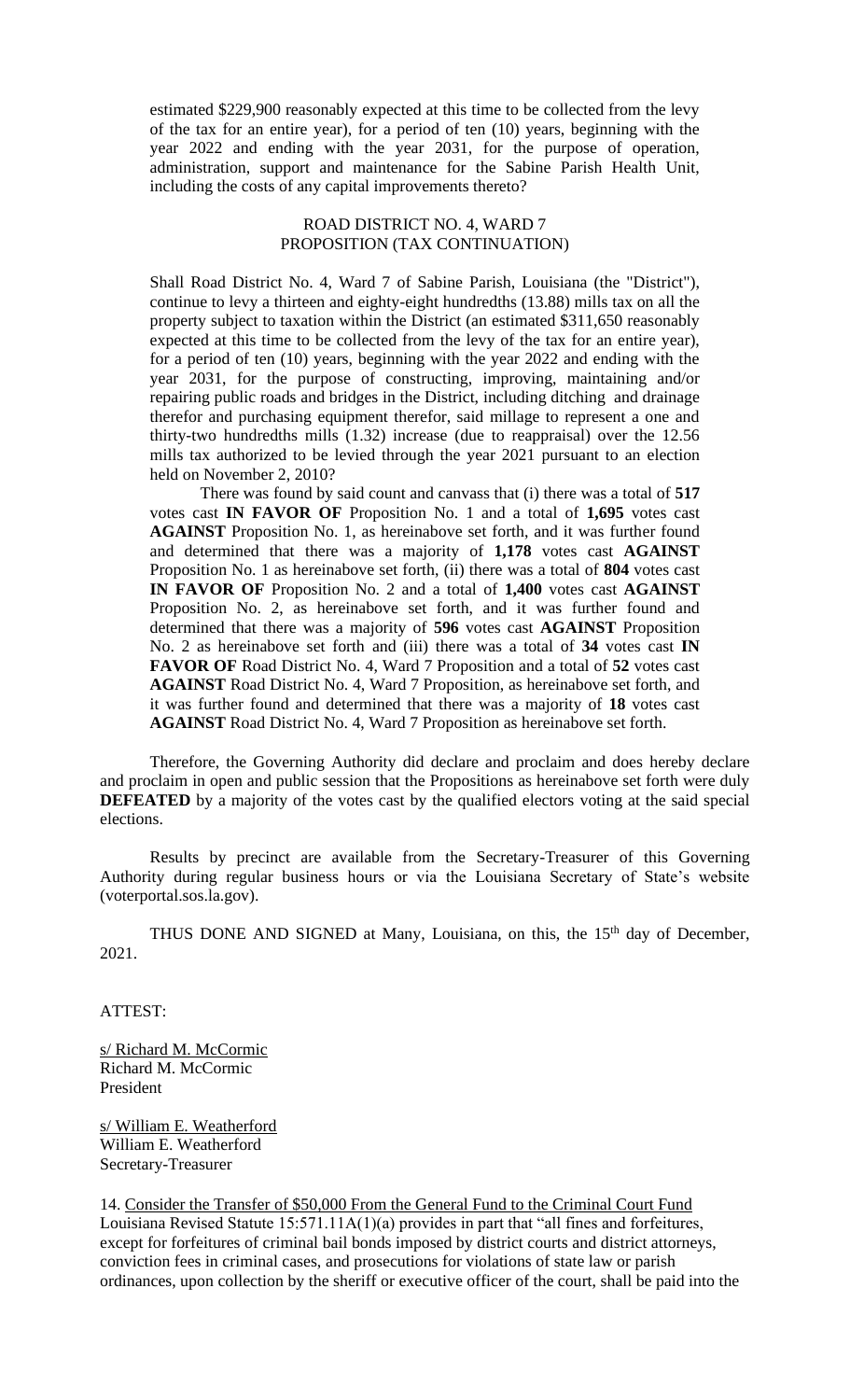estimated $229,900 reasonably expected at this time to be collected from the levy of the tax for an entire year), for a period of ten (10) years, beginning with the year 2022 and ending with the year 2031, for the purpose of operation, administration, support and maintenance for the Sabine Parish Health Unit, including the costs of any capital improvements thereto?

ROAD DISTRICT NO. 4, WARD 7
PROPOSITION (TAX CONTINUATION)

Shall Road District No. 4, Ward 7 of Sabine Parish, Louisiana (the "District"), continue to levy a thirteen and eighty-eight hundredths (13.88) mills tax on all the property subject to taxation within the District (an estimated $311,650 reasonably expected at this time to be collected from the levy of the tax for an entire year), for a period of ten (10) years, beginning with the year 2022 and ending with the year 2031, for the purpose of constructing, improving, maintaining and/or repairing public roads and bridges in the District, including ditching and drainage therefor and purchasing equipment therefor, said millage to represent a one and thirty-two hundredths mills (1.32) increase (due to reappraisal) over the 12.56 mills tax authorized to be levied through the year 2021 pursuant to an election held on November 2, 2010?

There was found by said count and canvass that (i) there was a total of **517** votes cast **IN FAVOR OF** Proposition No. 1 and a total of **1,695** votes cast **AGAINST** Proposition No. 1, as hereinabove set forth, and it was further found and determined that there was a majority of **1,178** votes cast **AGAINST** Proposition No. 1 as hereinabove set forth, (ii) there was a total of **804** votes cast **IN FAVOR OF** Proposition No. 2 and a total of **1,400** votes cast **AGAINST** Proposition No. 2, as hereinabove set forth, and it was further found and determined that there was a majority of **596** votes cast **AGAINST** Proposition No. 2 as hereinabove set forth and (iii) there was a total of **34** votes cast **IN FAVOR OF** Road District No. 4, Ward 7 Proposition and a total of **52** votes cast **AGAINST** Road District No. 4, Ward 7 Proposition, as hereinabove set forth, and it was further found and determined that there was a majority of **18** votes cast **AGAINST** Road District No. 4, Ward 7 Proposition as hereinabove set forth.

Therefore, the Governing Authority did declare and proclaim and does hereby declare and proclaim in open and public session that the Propositions as hereinabove set forth were duly **DEFEATED** by a majority of the votes cast by the qualified electors voting at the said special elections.

Results by precinct are available from the Secretary-Treasurer of this Governing Authority during regular business hours or via the Louisiana Secretary of State's website (voterportal.sos.la.gov).

THUS DONE AND SIGNED at Many, Louisiana, on this, the 15th day of December, 2021.

ATTEST:

s/ Richard M. McCormic
Richard M. McCormic
President

s/ William E. Weatherford
William E. Weatherford
Secretary-Treasurer

14. Consider the Transfer of $50,000 From the General Fund to the Criminal Court Fund
Louisiana Revised Statute 15:571.11A(1)(a) provides in part that "all fines and forfeitures, except for forfeitures of criminal bail bonds imposed by district courts and district attorneys, conviction fees in criminal cases, and prosecutions for violations of state law or parish ordinances, upon collection by the sheriff or executive officer of the court, shall be paid into the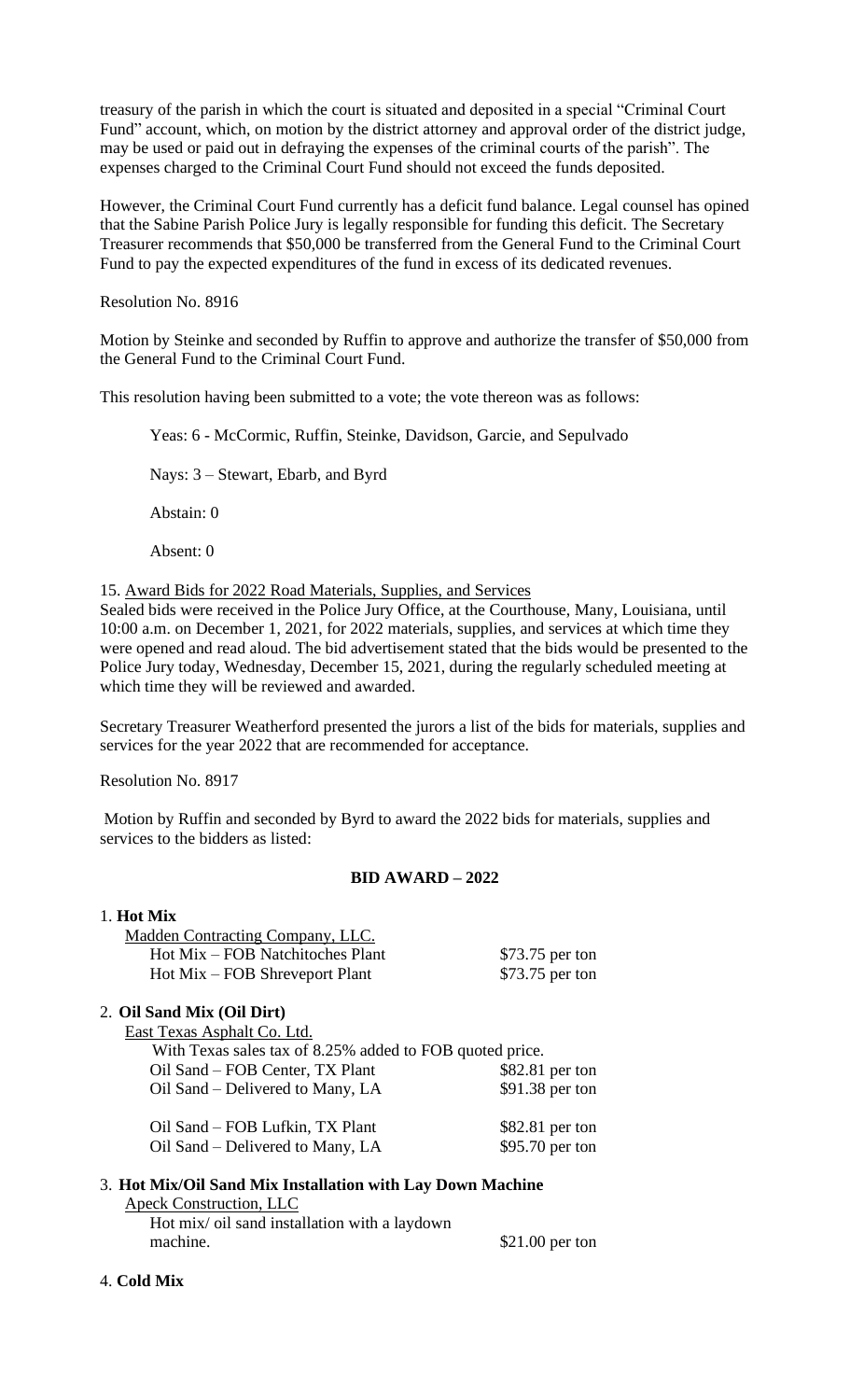treasury of the parish in which the court is situated and deposited in a special "Criminal Court Fund" account, which, on motion by the district attorney and approval order of the district judge, may be used or paid out in defraying the expenses of the criminal courts of the parish". The expenses charged to the Criminal Court Fund should not exceed the funds deposited.

However, the Criminal Court Fund currently has a deficit fund balance. Legal counsel has opined that the Sabine Parish Police Jury is legally responsible for funding this deficit. The Secretary Treasurer recommends that $50,000 be transferred from the General Fund to the Criminal Court Fund to pay the expected expenditures of the fund in excess of its dedicated revenues.

Resolution No. 8916

Motion by Steinke and seconded by Ruffin to approve and authorize the transfer of $50,000 from the General Fund to the Criminal Court Fund.

This resolution having been submitted to a vote; the vote thereon was as follows:

Yeas: 6 - McCormic, Ruffin, Steinke, Davidson, Garcie, and Sepulvado

Nays: 3 – Stewart, Ebarb, and Byrd

Abstain: 0

Absent: 0

15. Award Bids for 2022 Road Materials, Supplies, and Services

Sealed bids were received in the Police Jury Office, at the Courthouse, Many, Louisiana, until 10:00 a.m. on December 1, 2021, for 2022 materials, supplies, and services at which time they were opened and read aloud. The bid advertisement stated that the bids would be presented to the Police Jury today, Wednesday, December 15, 2021, during the regularly scheduled meeting at which time they will be reviewed and awarded.

Secretary Treasurer Weatherford presented the jurors a list of the bids for materials, supplies and services for the year 2022 that are recommended for acceptance.

Resolution No. 8917

Motion by Ruffin and seconded by Byrd to award the 2022 bids for materials, supplies and services to the bidders as listed:

**BID AWARD – 2022**

1. **Hot Mix**

Madden Contracting Company, LLC.

| | |
|---|---|
| Hot Mix – FOB Natchitoches Plant | $73.75 per ton |
| Hot Mix – FOB Shreveport Plant | $73.75 per ton |

2. **Oil Sand Mix (Oil Dirt)**

East Texas Asphalt Co. Ltd.

With Texas sales tax of 8.25% added to FOB quoted price.

| | |
|---|---|
| Oil Sand – FOB Center, TX Plant | $82.81 per ton |
| Oil Sand – Delivered to Many, LA | $91.38 per ton |
| Oil Sand – FOB Lufkin, TX Plant | $82.81 per ton |
| Oil Sand – Delivered to Many, LA | $95.70 per ton |

3. **Hot Mix/Oil Sand Mix Installation with Lay Down Machine**

Apeck Construction, LLC

| | |
|---|---|
| Hot mix/ oil sand installation with a laydown machine. | $21.00 per ton |

4. **Cold Mix**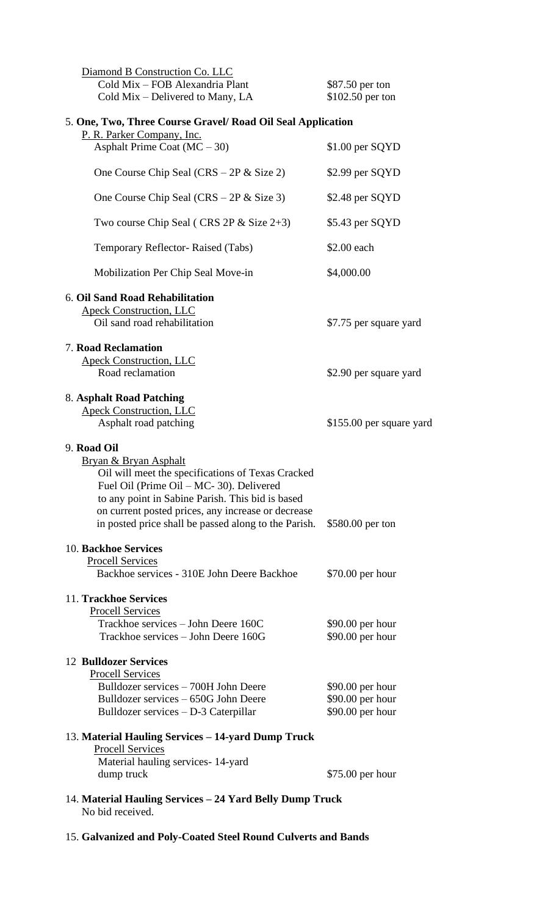Diamond B Construction Co. LLC

| | |
|---|---|
| Cold Mix – FOB Alexandria Plant | $87.50 per ton |
| Cold Mix – Delivered to Many, LA | $102.50 per ton |

5. **One, Two, Three Course Gravel/ Road Oil Seal Application**

P. R. Parker Company, Inc.

| | |
|---|---|
| Asphalt Prime Coat (MC – 30) | $1.00 per SQYD |
| One Course Chip Seal (CRS – 2P & Size 2) | $2.99 per SQYD |
| One Course Chip Seal (CRS – 2P & Size 3) | $2.48 per SQYD |
| Two course Chip Seal ( CRS 2P & Size 2+3) | $5.43 per SQYD |
| Temporary Reflector- Raised (Tabs) | $2.00 each |
| Mobilization Per Chip Seal Move-in | $4,000.00 |

6. **Oil Sand Road Rehabilitation**

Apeck Construction, LLC

| | |
|---|---|
| Oil sand road rehabilitation | $7.75 per square yard |

7. **Road Reclamation**

Apeck Construction, LLC

| | |
|---|---|
| Road reclamation | $2.90 per square yard |

8. **Asphalt Road Patching**

Apeck Construction, LLC

| | |
|---|---|
| Asphalt road patching | $155.00 per square yard |

9. **Road Oil**

Bryan & Bryan Asphalt

| | |
|---|---|
| Oil will meet the specifications of Texas Cracked Fuel Oil (Prime Oil – MC- 30). Delivered to any point in Sabine Parish. This bid is based on current posted prices, any increase or decrease in posted price shall be passed along to the Parish. | $580.00 per ton |

10. **Backhoe Services**

Procell Services

| | |
|---|---|
| Backhoe services - 310E John Deere Backhoe | $70.00 per hour |

11. **Trackhoe Services**

Procell Services

| | |
|---|---|
| Trackhoe services – John Deere 160C | $90.00 per hour |
| Trackhoe services – John Deere 160G | $90.00 per hour |

12 **Bulldozer Services**

Procell Services

| | |
|---|---|
| Bulldozer services – 700H John Deere | $90.00 per hour |
| Bulldozer services – 650G John Deere | $90.00 per hour |
| Bulldozer services – D-3 Caterpillar | $90.00 per hour |

13. **Material Hauling Services – 14-yard Dump Truck**

Procell Services

| | |
|---|---|
| Material hauling services- 14-yard dump truck | $75.00 per hour |

14. **Material Hauling Services – 24 Yard Belly Dump Truck**

No bid received.

15. **Galvanized and Poly-Coated Steel Round Culverts and Bands**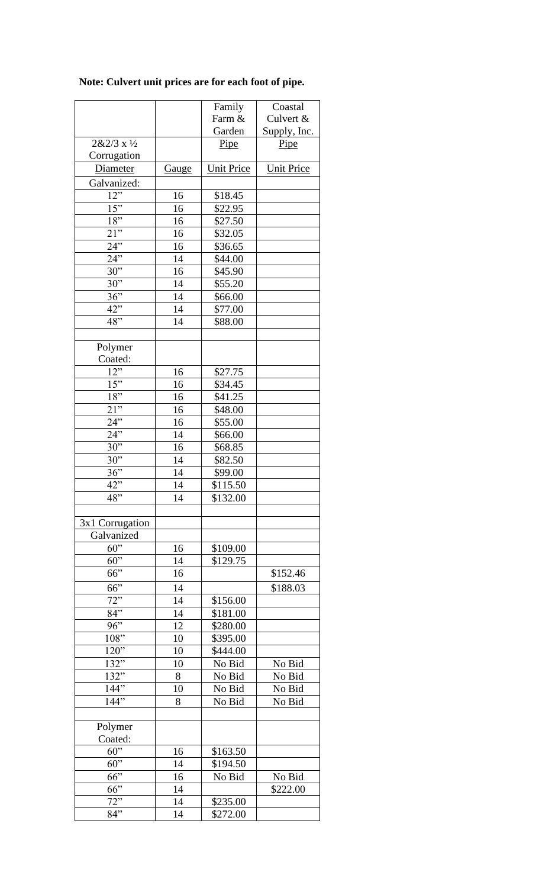**Note: Culvert unit prices are for each foot of pipe.**

| | | Family Farm & Garden | Coastal Culvert & Supply, Inc. |
|---|---|---|---|
| 2&2/3 x ½ Corrugation | | Pipe | Pipe |
| Diameter | Gauge | Unit Price | Unit Price |
| Galvanized: | | | |
| 12" | 16 | $18.45 | |
| 15" | 16 | $22.95 | |
| 18" | 16 | $27.50 | |
| 21" | 16 | $32.05 | |
| 24" | 16 | $36.65 | |
| 24" | 14 | $44.00 | |
| 30" | 16 | $45.90 | |
| 30" | 14 | $55.20 | |
| 36" | 14 | $66.00 | |
| 42" | 14 | $77.00 | |
| 48" | 14 | $88.00 | |
| | | | |
| Polymer Coated: | | | |
| 12" | 16 | $27.75 | |
| 15" | 16 | $34.45 | |
| 18" | 16 | $41.25 | |
| 21" | 16 | $48.00 | |
| 24" | 16 | $55.00 | |
| 24" | 14 | $66.00 | |
| 30" | 16 | $68.85 | |
| 30" | 14 | $82.50 | |
| 36" | 14 | $99.00 | |
| 42" | 14 | $115.50 | |
| 48" | 14 | $132.00 | |
| | | | |
| 3x1 Corrugation | | | |
| Galvanized | | | |
| 60" | 16 | $109.00 | |
| 60" | 14 | $129.75 | |
| 66" | 16 | | $152.46 |
| 66" | 14 | | $188.03 |
| 72" | 14 | $156.00 | |
| 84" | 14 | $181.00 | |
| 96" | 12 | $280.00 | |
| 108" | 10 | $395.00 | |
| 120" | 10 | $444.00 | |
| 132" | 10 | No Bid | No Bid |
| 132" | 8 | No Bid | No Bid |
| 144" | 10 | No Bid | No Bid |
| 144" | 8 | No Bid | No Bid |
| | | | |
| Polymer Coated: | | | |
| 60" | 16 | $163.50 | |
| 60" | 14 | $194.50 | |
| 66" | 16 | No Bid | No Bid |
| 66" | 14 | | $222.00 |
| 72" | 14 | $235.00 | |
| 84" | 14 | $272.00 | |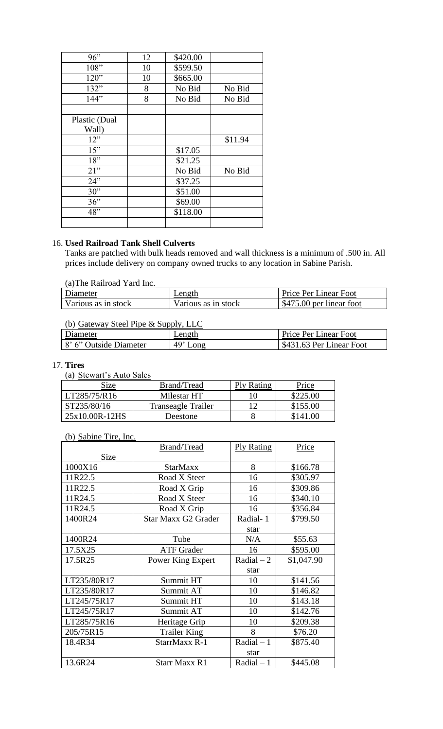| | | | |
|---|---|---|---|
| 96" | 12 | $420.00 | |
| 108" | 10 | $599.50 | |
| 120" | 10 | $665.00 | |
| 132" | 8 | No Bid | No Bid |
| 144" | 8 | No Bid | No Bid |
| | | | |
| Plastic (Dual Wall) | | | |
| 12" | | | $11.94 |
| 15" | | $17.05 | |
| 18" | | $21.25 | |
| 21" | | No Bid | No Bid |
| 24" | | $37.25 | |
| 30" | | $51.00 | |
| 36" | | $69.00 | |
| 48" | | $118.00 | |
| | | | |

16. **Used Railroad Tank Shell Culverts**

Tanks are patched with bulk heads removed and wall thickness is a minimum of .500 in. All prices include delivery on company owned trucks to any location in Sabine Parish.

(a) The Railroad Yard Inc.

| Diameter | Length | Price Per Linear Foot |
|---|---|---|
| Various as in stock | Various as in stock | $475.00 per linear foot |

(b) Gateway Steel Pipe & Supply, LLC

| Diameter | Length | Price Per Linear Foot |
|---|---|---|
| 8' 6" Outside Diameter | 49' Long | $431.63 Per Linear Foot |

17. **Tires**

(a) Stewart's Auto Sales

| Size | Brand/Tread | Ply Rating | Price |
|---|---|---|---|
| LT285/75/R16 | Milestar HT | 10 | $225.00 |
| ST235/80/16 | Transeagle Trailer | 12 | $155.00 |
| 25x10.00R-12HS | Deestone | 8 | $141.00 |

(b) Sabine Tire, Inc.

| Size | Brand/Tread | Ply Rating | Price |
|---|---|---|---|
| 1000X16 | StarMaxx | 8 | $166.78 |
| 11R22.5 | Road X Steer | 16 | $305.97 |
| 11R22.5 | Road X Grip | 16 | $309.86 |
| 11R24.5 | Road X Steer | 16 | $340.10 |
| 11R24.5 | Road X Grip | 16 | $356.84 |
| 1400R24 | Star Maxx G2 Grader | Radial- 1 star | $799.50 |
| 1400R24 | Tube | N/A | $55.63 |
| 17.5X25 | ATF Grader | 16 | $595.00 |
| 17.5R25 | Power King Expert | Radial – 2 star | $1,047.90 |
| LT235/80R17 | Summit HT | 10 | $141.56 |
| LT235/80R17 | Summit AT | 10 | $146.82 |
| LT245/75R17 | Summit HT | 10 | $143.18 |
| LT245/75R17 | Summit AT | 10 | $142.76 |
| LT285/75R16 | Heritage Grip | 10 | $209.38 |
| 205/75R15 | Trailer King | 8 | $76.20 |
| 18.4R34 | StarrMaxx R-1 | Radial – 1 star | $875.40 |
| 13.6R24 | Starr Maxx R1 | Radial – 1 | $445.08 |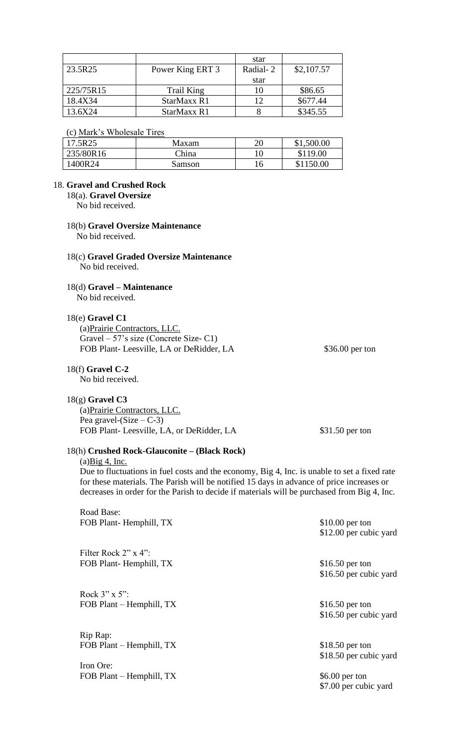|  |  | star |  |
|---|---|---|---|
| 23.5R25 | Power King ERT 3 | Radial- 2 star | $2,107.57 |
| 225/75R15 | Trail King | 10 | $86.65 |
| 18.4X34 | StarMaxx R1 | 12 | $677.44 |
| 13.6X24 | StarMaxx R1 | 8 | $345.55 |

(c) Mark's Wholesale Tires

| 17.5R25 | Maxam | 20 | $1,500.00 |
|---|---|---|---|
| 235/80R16 | China | 10 | $119.00 |
| 1400R24 | Samson | 16 | $1150.00 |

18. **Gravel and Crushed Rock**

18(a). **Gravel Oversize**
No bid received.

18(b) **Gravel Oversize Maintenance**
No bid received.

18(c) **Gravel Graded Oversize Maintenance**
No bid received.

18(d) **Gravel – Maintenance**
No bid received.

18(e) **Gravel C1**
(a)Prairie Contractors, LLC.
Gravel – 57's size (Concrete Size- C1)
FOB Plant- Leesville, LA or DeRidder, LA $36.00 per ton

18(f) **Gravel C-2**
No bid received.

18(g) **Gravel C3**
(a)Prairie Contractors, LLC.
Pea gravel-(Size – C-3)
FOB Plant- Leesville, LA, or DeRidder, LA $31.50 per ton

18(h) **Crushed Rock-Glauconite – (Black Rock)**
(a)Big 4, Inc.
Due to fluctuations in fuel costs and the economy, Big 4, Inc. is unable to set a fixed rate for these materials. The Parish will be notified 15 days in advance of price increases or decreases in order for the Parish to decide if materials will be purchased from Big 4, Inc.

Road Base:
FOB Plant- Hemphill, TX $10.00 per ton
$12.00 per cubic yard

Filter Rock 2" x 4":
FOB Plant- Hemphill, TX $16.50 per ton
$16.50 per cubic yard

Rock 3" x 5":
FOB Plant – Hemphill, TX $16.50 per ton
$16.50 per cubic yard

Rip Rap:
FOB Plant – Hemphill, TX $18.50 per ton
$18.50 per cubic yard

Iron Ore:
FOB Plant – Hemphill, TX $6.00 per ton
$7.00 per cubic yard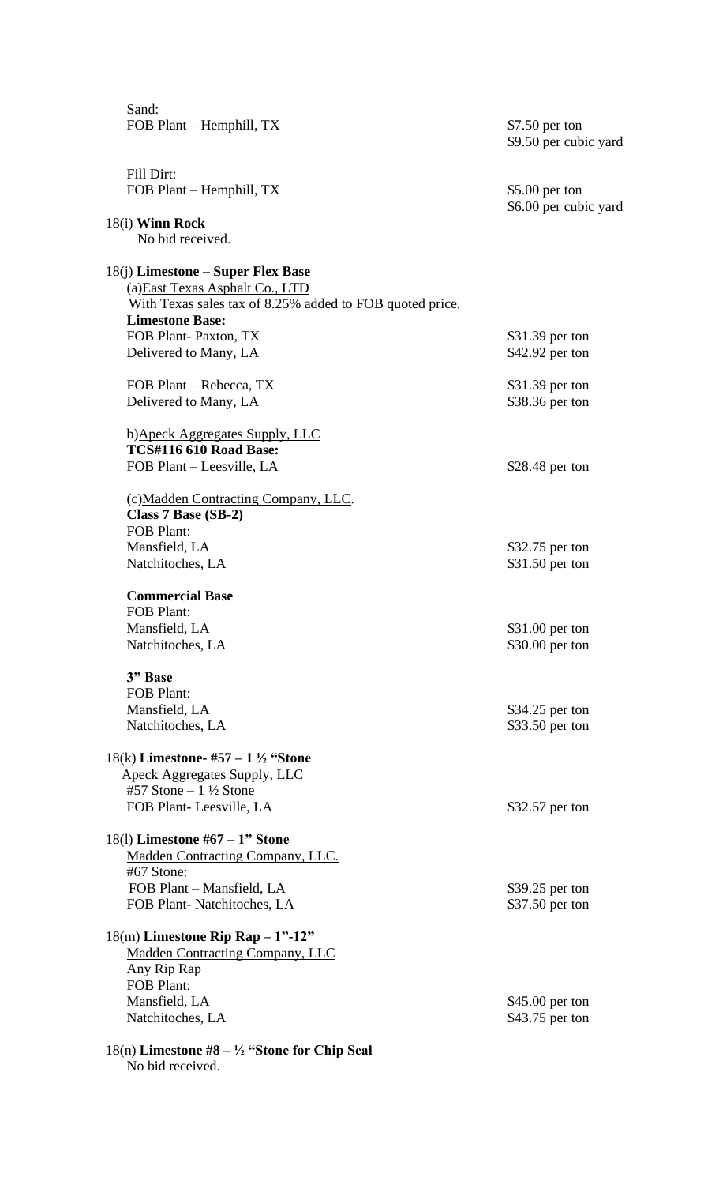Sand:
FOB Plant – Hemphill, TX — $7.50 per ton; $9.50 per cubic yard

Fill Dirt:
FOB Plant – Hemphill, TX — $5.00 per ton; $6.00 per cubic yard

18(i) **Winn Rock**
No bid received.

18(j) **Limestone – Super Flex Base**
(a)East Texas Asphalt Co., LTD
With Texas sales tax of 8.25% added to FOB quoted price.

**Limestone Base:**

| | |
|---|---|
| FOB Plant- Paxton, TX | $31.39 per ton |
| Delivered to Many, LA | $42.92 per ton |
| FOB Plant – Rebecca, TX | $31.39 per ton |
| Delivered to Many, LA | $38.36 per ton |

b)Apeck Aggregates Supply, LLC
**TCS#116 610 Road Base:**
FOB Plant – Leesville, LA — $28.48 per ton

(c)Madden Contracting Company, LLC.
**Class 7 Base (SB-2)**
FOB Plant:

| | |
|---|---|
| Mansfield, LA | $32.75 per ton |
| Natchitoches, LA | $31.50 per ton |

**Commercial Base**
FOB Plant:

| | |
|---|---|
| Mansfield, LA | $31.00 per ton |
| Natchitoches, LA | $30.00 per ton |

**3" Base**
FOB Plant:

| | |
|---|---|
| Mansfield, LA | $34.25 per ton |
| Natchitoches, LA | $33.50 per ton |

18(k) **Limestone- #57 – 1 ½ "Stone**
Apeck Aggregates Supply, LLC
#57 Stone – 1 ½ Stone
FOB Plant- Leesville, LA — $32.57 per ton

18(l) **Limestone #67 – 1" Stone**
Madden Contracting Company, LLC.
#67 Stone:

| | |
|---|---|
| FOB Plant – Mansfield, LA | $39.25 per ton |
| FOB Plant- Natchitoches, LA | $37.50 per ton |

18(m) **Limestone Rip Rap – 1"-12"**
Madden Contracting Company, LLC
Any Rip Rap
FOB Plant:

| | |
|---|---|
| Mansfield, LA | $45.00 per ton |
| Natchitoches, LA | $43.75 per ton |

18(n) **Limestone #8 – ½ "Stone for Chip Seal**
No bid received.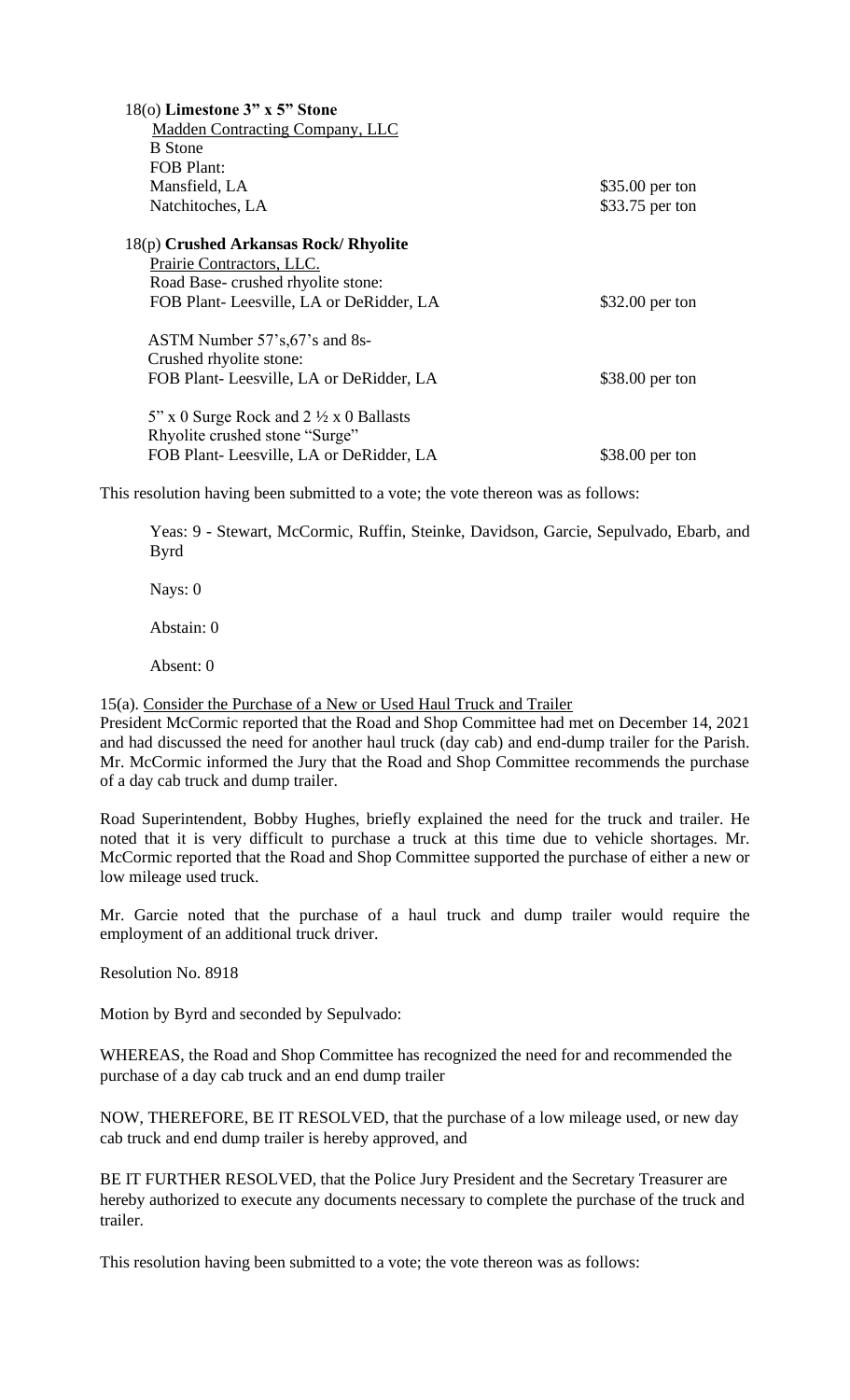18(o) **Limestone 3" x 5" Stone**

Madden Contracting Company, LLC
B Stone
FOB Plant:

| | |
|---|---|
| Mansfield, LA | $35.00 per ton |
| Natchitoches, LA | $33.75 per ton |

18(p) **Crushed Arkansas Rock/ Rhyolite**

Prairie Contractors, LLC.

| | |
|---|---|
| Road Base- crushed rhyolite stone:<br>FOB Plant- Leesville, LA or DeRidder, LA | $32.00 per ton |
| ASTM Number 57's,67's and 8s-<br>Crushed rhyolite stone:<br>FOB Plant- Leesville, LA or DeRidder, LA | $38.00 per ton |
| 5" x 0 Surge Rock and 2 ½ x 0 Ballasts<br>Rhyolite crushed stone "Surge"<br>FOB Plant- Leesville, LA or DeRidder, LA | $38.00 per ton |

This resolution having been submitted to a vote; the vote thereon was as follows:

Yeas: 9 - Stewart, McCormic, Ruffin, Steinke, Davidson, Garcie, Sepulvado, Ebarb, and Byrd

Nays: 0

Abstain: 0

Absent: 0

15(a). Consider the Purchase of a New or Used Haul Truck and Trailer

President McCormic reported that the Road and Shop Committee had met on December 14, 2021 and had discussed the need for another haul truck (day cab) and end-dump trailer for the Parish. Mr. McCormic informed the Jury that the Road and Shop Committee recommends the purchase of a day cab truck and dump trailer.

Road Superintendent, Bobby Hughes, briefly explained the need for the truck and trailer. He noted that it is very difficult to purchase a truck at this time due to vehicle shortages. Mr. McCormic reported that the Road and Shop Committee supported the purchase of either a new or low mileage used truck.

Mr. Garcie noted that the purchase of a haul truck and dump trailer would require the employment of an additional truck driver.

Resolution No. 8918

Motion by Byrd and seconded by Sepulvado:

WHEREAS, the Road and Shop Committee has recognized the need for and recommended the purchase of a day cab truck and an end dump trailer

NOW, THEREFORE, BE IT RESOLVED, that the purchase of a low mileage used, or new day cab truck and end dump trailer is hereby approved, and

BE IT FURTHER RESOLVED, that the Police Jury President and the Secretary Treasurer are hereby authorized to execute any documents necessary to complete the purchase of the truck and trailer.

This resolution having been submitted to a vote; the vote thereon was as follows: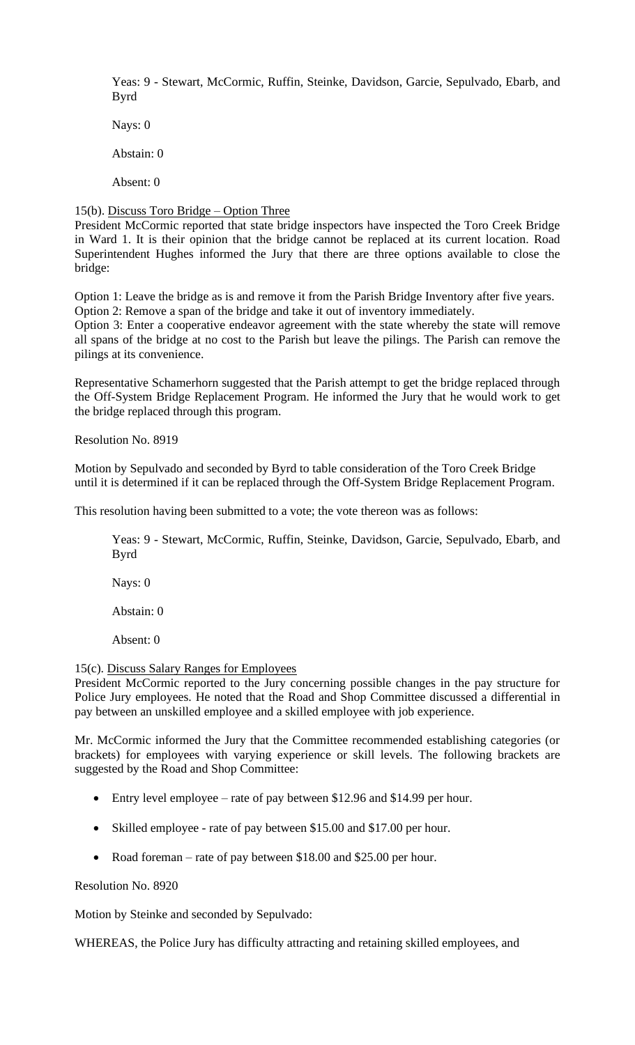Yeas: 9 - Stewart, McCormic, Ruffin, Steinke, Davidson, Garcie, Sepulvado, Ebarb, and Byrd

Nays: 0

Abstain: 0

Absent: 0

15(b). Discuss Toro Bridge – Option Three

President McCormic reported that state bridge inspectors have inspected the Toro Creek Bridge in Ward 1. It is their opinion that the bridge cannot be replaced at its current location. Road Superintendent Hughes informed the Jury that there are three options available to close the bridge:

Option 1: Leave the bridge as is and remove it from the Parish Bridge Inventory after five years.
Option 2: Remove a span of the bridge and take it out of inventory immediately.
Option 3: Enter a cooperative endeavor agreement with the state whereby the state will remove all spans of the bridge at no cost to the Parish but leave the pilings. The Parish can remove the pilings at its convenience.

Representative Schamerhorn suggested that the Parish attempt to get the bridge replaced through the Off-System Bridge Replacement Program. He informed the Jury that he would work to get the bridge replaced through this program.

Resolution No. 8919

Motion by Sepulvado and seconded by Byrd to table consideration of the Toro Creek Bridge until it is determined if it can be replaced through the Off-System Bridge Replacement Program.

This resolution having been submitted to a vote; the vote thereon was as follows:

Yeas: 9 - Stewart, McCormic, Ruffin, Steinke, Davidson, Garcie, Sepulvado, Ebarb, and Byrd

Nays: 0

Abstain: 0

Absent: 0

15(c). Discuss Salary Ranges for Employees

President McCormic reported to the Jury concerning possible changes in the pay structure for Police Jury employees. He noted that the Road and Shop Committee discussed a differential in pay between an unskilled employee and a skilled employee with job experience.

Mr. McCormic informed the Jury that the Committee recommended establishing categories (or brackets) for employees with varying experience or skill levels. The following brackets are suggested by the Road and Shop Committee:

- Entry level employee – rate of pay between $12.96 and $14.99 per hour.
- Skilled employee - rate of pay between $15.00 and $17.00 per hour.
- Road foreman – rate of pay between $18.00 and $25.00 per hour.

Resolution No. 8920

Motion by Steinke and seconded by Sepulvado:

WHEREAS, the Police Jury has difficulty attracting and retaining skilled employees, and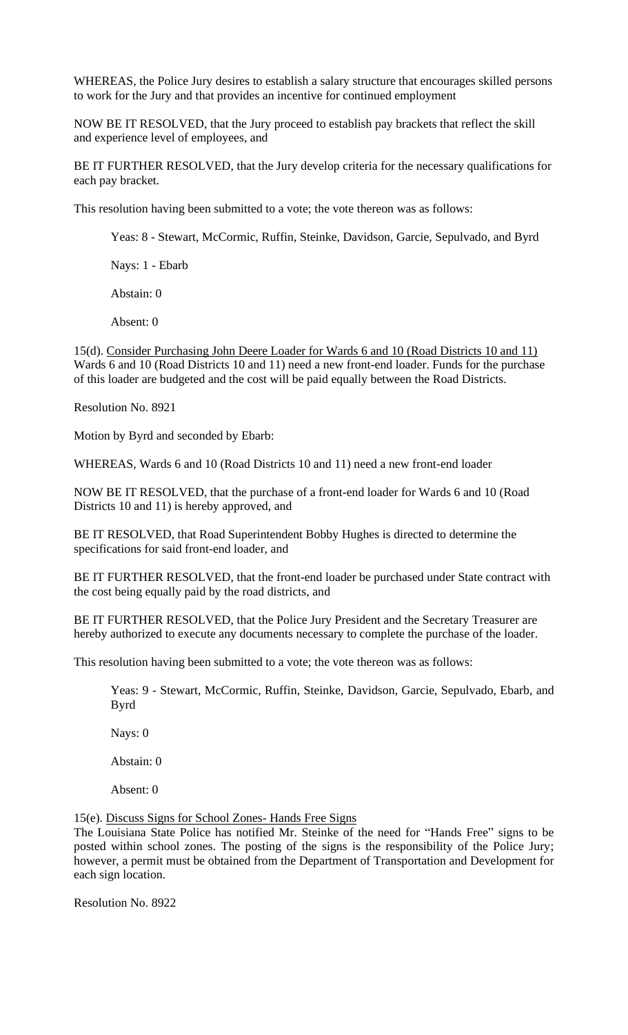WHEREAS, the Police Jury desires to establish a salary structure that encourages skilled persons to work for the Jury and that provides an incentive for continued employment

NOW BE IT RESOLVED, that the Jury proceed to establish pay brackets that reflect the skill and experience level of employees, and

BE IT FURTHER RESOLVED, that the Jury develop criteria for the necessary qualifications for each pay bracket.

This resolution having been submitted to a vote; the vote thereon was as follows:

Yeas: 8 - Stewart, McCormic, Ruffin, Steinke, Davidson, Garcie, Sepulvado, and Byrd

Nays: 1 - Ebarb

Abstain: 0

Absent: 0

15(d). Consider Purchasing John Deere Loader for Wards 6 and 10 (Road Districts 10 and 11)
Wards 6 and 10 (Road Districts 10 and 11) need a new front-end loader. Funds for the purchase of this loader are budgeted and the cost will be paid equally between the Road Districts.

Resolution No. 8921

Motion by Byrd and seconded by Ebarb:

WHEREAS, Wards 6 and 10 (Road Districts 10 and 11) need a new front-end loader

NOW BE IT RESOLVED, that the purchase of a front-end loader for Wards 6 and 10 (Road Districts 10 and 11) is hereby approved, and

BE IT RESOLVED, that Road Superintendent Bobby Hughes is directed to determine the specifications for said front-end loader, and

BE IT FURTHER RESOLVED, that the front-end loader be purchased under State contract with the cost being equally paid by the road districts, and

BE IT FURTHER RESOLVED, that the Police Jury President and the Secretary Treasurer are hereby authorized to execute any documents necessary to complete the purchase of the loader.

This resolution having been submitted to a vote; the vote thereon was as follows:

Yeas: 9 - Stewart, McCormic, Ruffin, Steinke, Davidson, Garcie, Sepulvado, Ebarb, and Byrd

Nays: 0

Abstain: 0

Absent: 0

15(e). Discuss Signs for School Zones- Hands Free Signs
The Louisiana State Police has notified Mr. Steinke of the need for "Hands Free" signs to be posted within school zones. The posting of the signs is the responsibility of the Police Jury; however, a permit must be obtained from the Department of Transportation and Development for each sign location.

Resolution No. 8922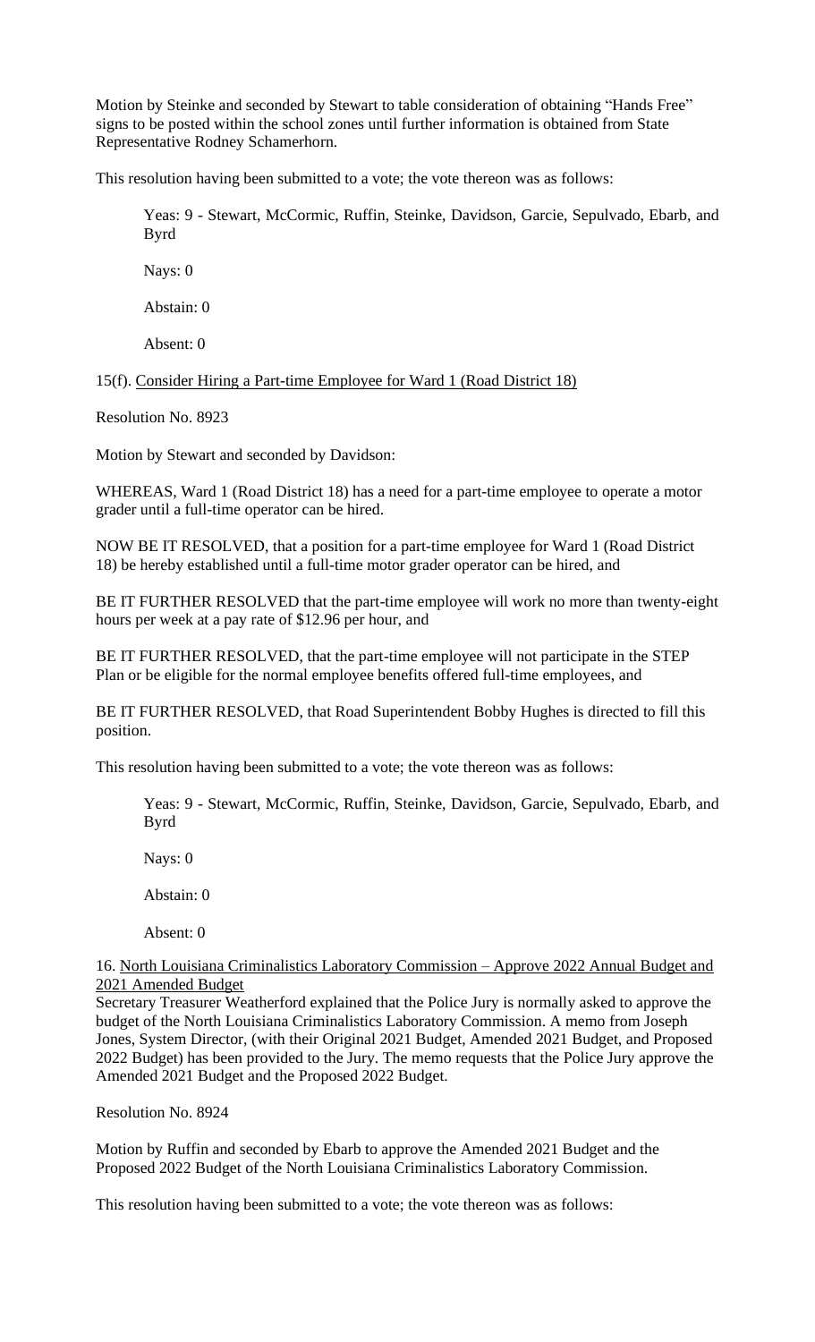Motion by Steinke and seconded by Stewart to table consideration of obtaining "Hands Free" signs to be posted within the school zones until further information is obtained from State Representative Rodney Schamerhorn.

This resolution having been submitted to a vote; the vote thereon was as follows:

Yeas: 9 - Stewart, McCormic, Ruffin, Steinke, Davidson, Garcie, Sepulvado, Ebarb, and Byrd

Nays: 0

Abstain: 0

Absent: 0

15(f). Consider Hiring a Part-time Employee for Ward 1 (Road District 18)

Resolution No. 8923

Motion by Stewart and seconded by Davidson:

WHEREAS, Ward 1 (Road District 18) has a need for a part-time employee to operate a motor grader until a full-time operator can be hired.

NOW BE IT RESOLVED, that a position for a part-time employee for Ward 1 (Road District 18) be hereby established until a full-time motor grader operator can be hired, and

BE IT FURTHER RESOLVED that the part-time employee will work no more than twenty-eight hours per week at a pay rate of $12.96 per hour, and

BE IT FURTHER RESOLVED, that the part-time employee will not participate in the STEP Plan or be eligible for the normal employee benefits offered full-time employees, and

BE IT FURTHER RESOLVED, that Road Superintendent Bobby Hughes is directed to fill this position.

This resolution having been submitted to a vote; the vote thereon was as follows:

Yeas: 9 - Stewart, McCormic, Ruffin, Steinke, Davidson, Garcie, Sepulvado, Ebarb, and Byrd

Nays: 0

Abstain: 0

Absent: 0

16. North Louisiana Criminalistics Laboratory Commission – Approve 2022 Annual Budget and 2021 Amended Budget

Secretary Treasurer Weatherford explained that the Police Jury is normally asked to approve the budget of the North Louisiana Criminalistics Laboratory Commission. A memo from Joseph Jones, System Director, (with their Original 2021 Budget, Amended 2021 Budget, and Proposed 2022 Budget) has been provided to the Jury. The memo requests that the Police Jury approve the Amended 2021 Budget and the Proposed 2022 Budget.

Resolution No. 8924

Motion by Ruffin and seconded by Ebarb to approve the Amended 2021 Budget and the Proposed 2022 Budget of the North Louisiana Criminalistics Laboratory Commission.

This resolution having been submitted to a vote; the vote thereon was as follows: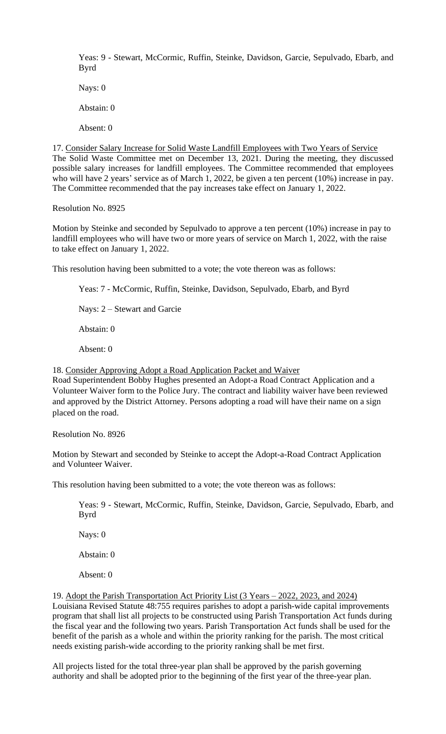Yeas: 9 - Stewart, McCormic, Ruffin, Steinke, Davidson, Garcie, Sepulvado, Ebarb, and Byrd

Nays: 0

Abstain: 0

Absent: 0

17. <u>Consider Salary Increase for Solid Waste Landfill Employees with Two Years of Service</u>
The Solid Waste Committee met on December 13, 2021. During the meeting, they discussed possible salary increases for landfill employees. The Committee recommended that employees who will have 2 years' service as of March 1, 2022, be given a ten percent (10%) increase in pay. The Committee recommended that the pay increases take effect on January 1, 2022.

Resolution No. 8925

Motion by Steinke and seconded by Sepulvado to approve a ten percent (10%) increase in pay to landfill employees who will have two or more years of service on March 1, 2022, with the raise to take effect on January 1, 2022.

This resolution having been submitted to a vote; the vote thereon was as follows:

Yeas: 7 - McCormic, Ruffin, Steinke, Davidson, Sepulvado, Ebarb, and Byrd

Nays: 2 – Stewart and Garcie

Abstain: 0

Absent: 0

18. <u>Consider Approving Adopt a Road Application Packet and Waiver</u>
Road Superintendent Bobby Hughes presented an Adopt-a Road Contract Application and a Volunteer Waiver form to the Police Jury. The contract and liability waiver have been reviewed and approved by the District Attorney. Persons adopting a road will have their name on a sign placed on the road.

Resolution No. 8926

Motion by Stewart and seconded by Steinke to accept the Adopt-a-Road Contract Application and Volunteer Waiver.

This resolution having been submitted to a vote; the vote thereon was as follows:

Yeas: 9 - Stewart, McCormic, Ruffin, Steinke, Davidson, Garcie, Sepulvado, Ebarb, and Byrd

Nays: 0

Abstain: 0

Absent: 0

19. <u>Adopt the Parish Transportation Act Priority List (3 Years – 2022, 2023, and 2024)</u>
Louisiana Revised Statute 48:755 requires parishes to adopt a parish-wide capital improvements program that shall list all projects to be constructed using Parish Transportation Act funds during the fiscal year and the following two years. Parish Transportation Act funds shall be used for the benefit of the parish as a whole and within the priority ranking for the parish. The most critical needs existing parish-wide according to the priority ranking shall be met first.

All projects listed for the total three-year plan shall be approved by the parish governing authority and shall be adopted prior to the beginning of the first year of the three-year plan.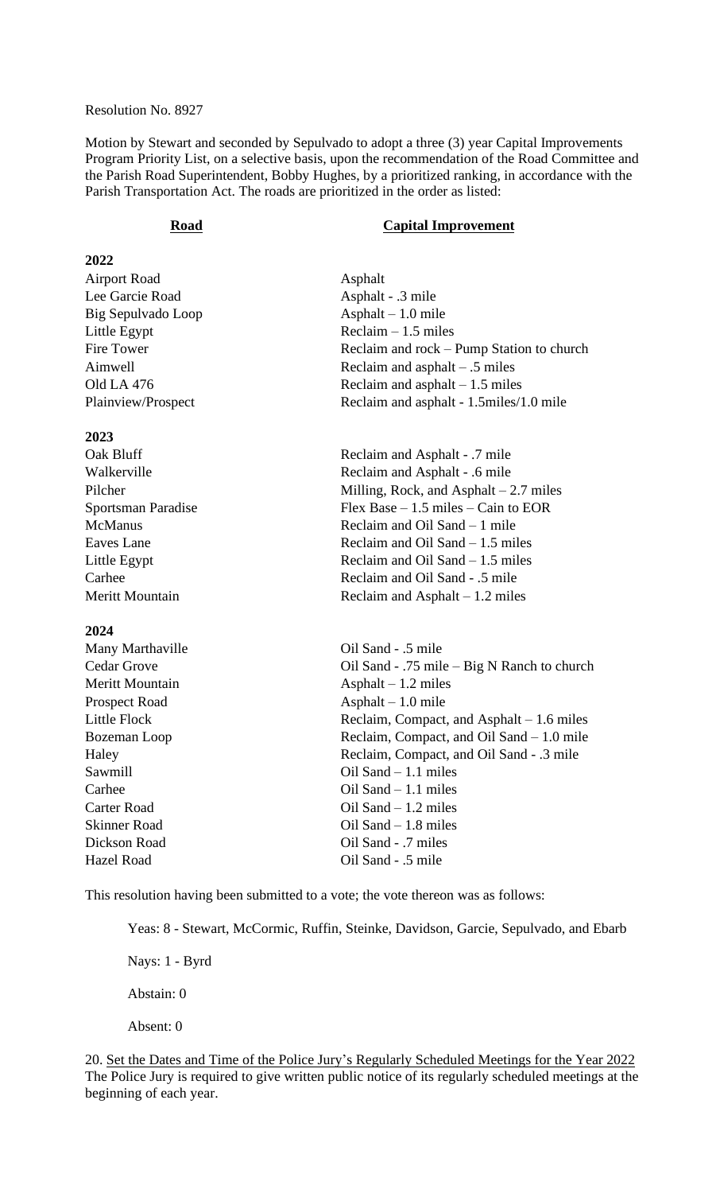Resolution No. 8927

Motion by Stewart and seconded by Sepulvado to adopt a three (3) year Capital Improvements Program Priority List, on a selective basis, upon the recommendation of the Road Committee and the Parish Road Superintendent, Bobby Hughes, by a prioritized ranking, in accordance with the Parish Transportation Act. The roads are prioritized in the order as listed:

| **Road** | **Capital Improvement** |
|---|---|
| **2022** | |
| Airport Road | Asphalt |
| Lee Garcie Road | Asphalt - .3 mile |
| Big Sepulvado Loop | Asphalt – 1.0 mile |
| Little Egypt | Reclaim – 1.5 miles |
| Fire Tower | Reclaim and rock – Pump Station to church |
| Aimwell | Reclaim and asphalt – .5 miles |
| Old LA 476 | Reclaim and asphalt – 1.5 miles |
| Plainview/Prospect | Reclaim and asphalt - 1.5miles/1.0 mile |
| **2023** | |
| Oak Bluff | Reclaim and Asphalt - .7 mile |
| Walkerville | Reclaim and Asphalt - .6 mile |
| Pilcher | Milling, Rock, and Asphalt – 2.7 miles |
| Sportsman Paradise | Flex Base – 1.5 miles – Cain to EOR |
| McManus | Reclaim and Oil Sand – 1 mile |
| Eaves Lane | Reclaim and Oil Sand – 1.5 miles |
| Little Egypt | Reclaim and Oil Sand – 1.5 miles |
| Carhee | Reclaim and Oil Sand - .5 mile |
| Meritt Mountain | Reclaim and Asphalt – 1.2 miles |
| **2024** | |
| Many Marthaville | Oil Sand - .5 mile |
| Cedar Grove | Oil Sand - .75 mile – Big N Ranch to church |
| Meritt Mountain | Asphalt – 1.2 miles |
| Prospect Road | Asphalt – 1.0 mile |
| Little Flock | Reclaim, Compact, and Asphalt – 1.6 miles |
| Bozeman Loop | Reclaim, Compact, and Oil Sand – 1.0 mile |
| Haley | Reclaim, Compact, and Oil Sand - .3 mile |
| Sawmill | Oil Sand – 1.1 miles |
| Carhee | Oil Sand – 1.1 miles |
| Carter Road | Oil Sand – 1.2 miles |
| Skinner Road | Oil Sand – 1.8 miles |
| Dickson Road | Oil Sand - .7 miles |
| Hazel Road | Oil Sand - .5 mile |

This resolution having been submitted to a vote; the vote thereon was as follows:

Yeas: 8 - Stewart, McCormic, Ruffin, Steinke, Davidson, Garcie, Sepulvado, and Ebarb

Nays: 1 - Byrd

Abstain: 0

Absent: 0

20. Set the Dates and Time of the Police Jury's Regularly Scheduled Meetings for the Year 2022
The Police Jury is required to give written public notice of its regularly scheduled meetings at the beginning of each year.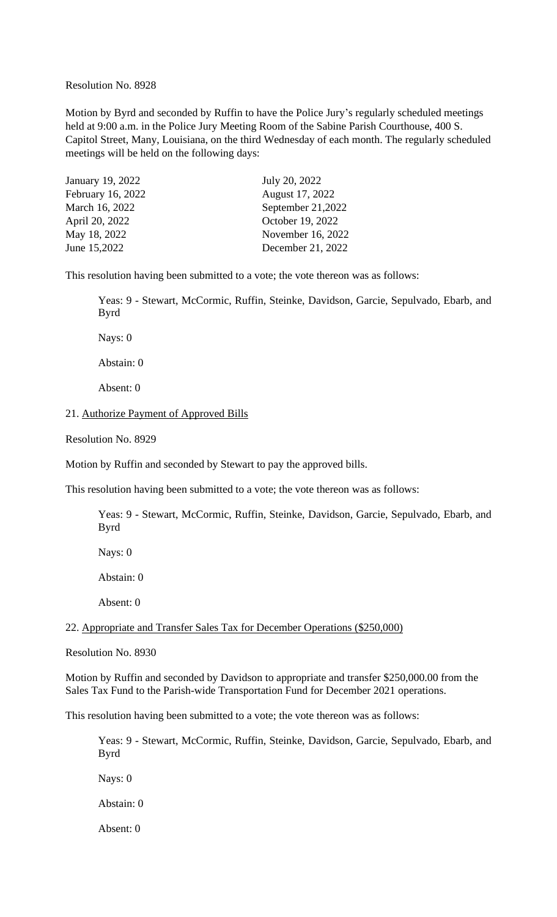Resolution No. 8928

Motion by Byrd and seconded by Ruffin to have the Police Jury's regularly scheduled meetings held at 9:00 a.m. in the Police Jury Meeting Room of the Sabine Parish Courthouse, 400 S. Capitol Street, Many, Louisiana, on the third Wednesday of each month. The regularly scheduled meetings will be held on the following days:

| | |
|---|---|
| January 19, 2022 | July 20, 2022 |
| February 16, 2022 | August 17, 2022 |
| March 16, 2022 | September 21,2022 |
| April 20, 2022 | October 19, 2022 |
| May 18, 2022 | November 16, 2022 |
| June 15,2022 | December 21, 2022 |

This resolution having been submitted to a vote; the vote thereon was as follows:

Yeas: 9 - Stewart, McCormic, Ruffin, Steinke, Davidson, Garcie, Sepulvado, Ebarb, and Byrd

Nays: 0

Abstain: 0

Absent: 0

21. Authorize Payment of Approved Bills

Resolution No. 8929

Motion by Ruffin and seconded by Stewart to pay the approved bills.

This resolution having been submitted to a vote; the vote thereon was as follows:

Yeas: 9 - Stewart, McCormic, Ruffin, Steinke, Davidson, Garcie, Sepulvado, Ebarb, and Byrd

Nays: 0

Abstain: 0

Absent: 0

22. Appropriate and Transfer Sales Tax for December Operations ($250,000)

Resolution No. 8930

Motion by Ruffin and seconded by Davidson to appropriate and transfer $250,000.00 from the Sales Tax Fund to the Parish-wide Transportation Fund for December 2021 operations.

This resolution having been submitted to a vote; the vote thereon was as follows:

Yeas: 9 - Stewart, McCormic, Ruffin, Steinke, Davidson, Garcie, Sepulvado, Ebarb, and Byrd

Nays: 0

Abstain: 0

Absent: 0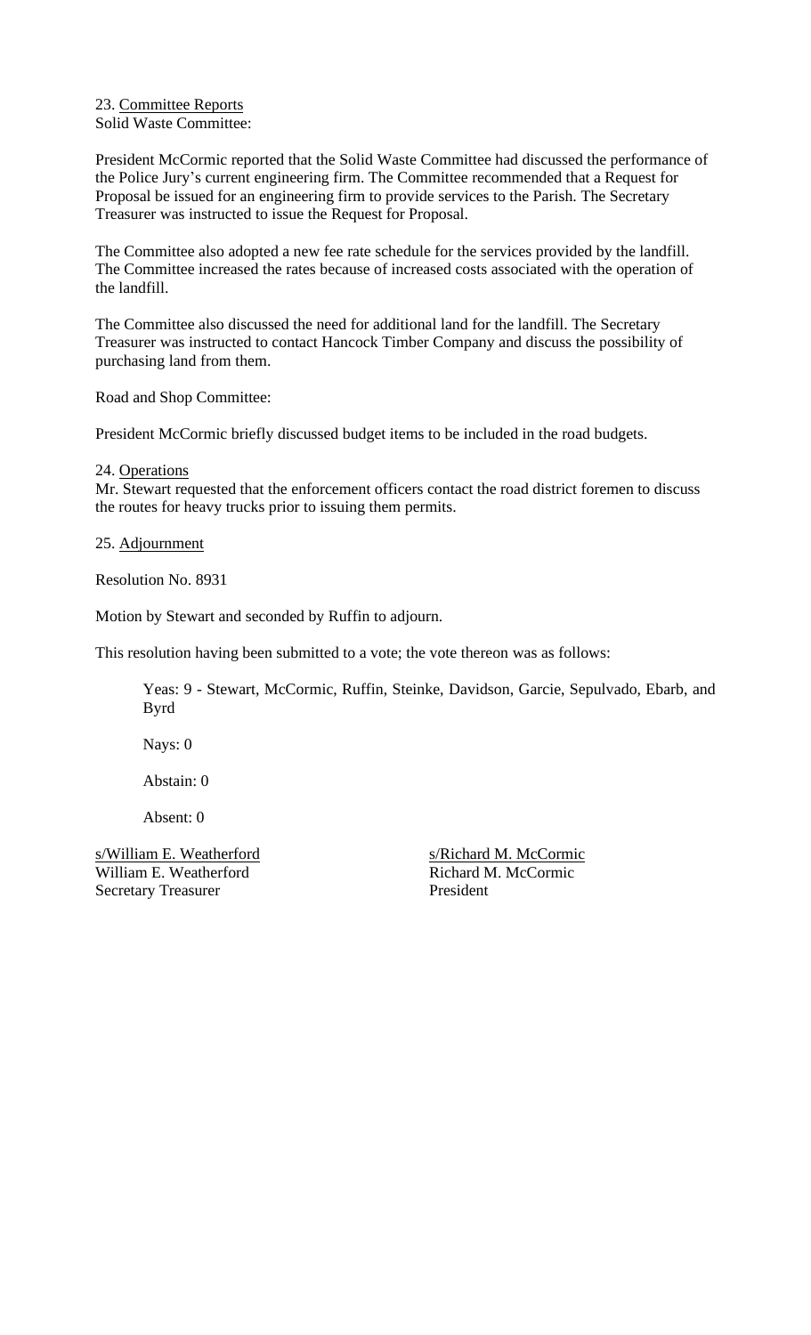23. Committee Reports
Solid Waste Committee:

President McCormic reported that the Solid Waste Committee had discussed the performance of the Police Jury's current engineering firm. The Committee recommended that a Request for Proposal be issued for an engineering firm to provide services to the Parish. The Secretary Treasurer was instructed to issue the Request for Proposal.

The Committee also adopted a new fee rate schedule for the services provided by the landfill. The Committee increased the rates because of increased costs associated with the operation of the landfill.

The Committee also discussed the need for additional land for the landfill. The Secretary Treasurer was instructed to contact Hancock Timber Company and discuss the possibility of purchasing land from them.

Road and Shop Committee:

President McCormic briefly discussed budget items to be included in the road budgets.

24. Operations
Mr. Stewart requested that the enforcement officers contact the road district foremen to discuss the routes for heavy trucks prior to issuing them permits.

25. Adjournment

Resolution No. 8931

Motion by Stewart and seconded by Ruffin to adjourn.

This resolution having been submitted to a vote; the vote thereon was as follows:

Yeas: 9 - Stewart, McCormic, Ruffin, Steinke, Davidson, Garcie, Sepulvado, Ebarb, and Byrd

Nays: 0

Abstain: 0

Absent: 0

s/William E. Weatherford
William E. Weatherford
Secretary Treasurer

s/Richard M. McCormic
Richard M. McCormic
President